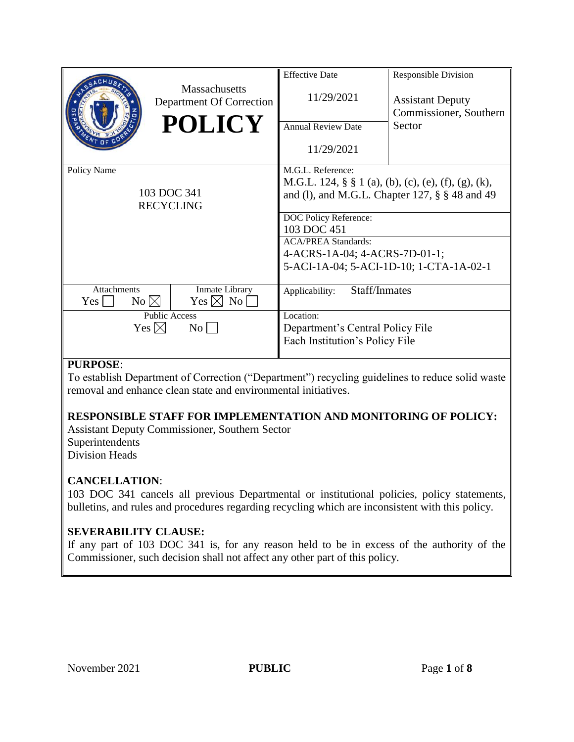| Massachusetts Department Of Correction **POLICY** | Effective Date: 11/29/2021 | Responsible Division: Assistant Deputy Commissioner, Southern Sector |
|---|---|---|
| | Annual Review Date: 11/29/2021 | |
| Policy Name: 103 DOC 341 RECYCLING | M.G.L. Reference: M.G.L. 124, § § 1 (a), (b), (c), (e), (f), (g), (k), and (l), and M.G.L. Chapter 127, § § 48 and 49 | |
| | DOC Policy Reference: 103 DOC 451 | |
| | ACA/PREA Standards: 4-ACRS-1A-04; 4-ACRS-7D-01-1; 5-ACI-1A-04; 5-ACI-1D-10; 1-CTA-1A-02-1 | |
| Attachments: Yes ☐ No ☒ / Inmate Library: Yes ☒ No ☐ | Applicability: Staff/Inmates | |
| Public Access: Yes ☒ No ☐ | Location: Department's Central Policy File; Each Institution's Policy File | |

**PURPOSE**:
To establish Department of Correction ("Department") recycling guidelines to reduce solid waste removal and enhance clean state and environmental initiatives.

**RESPONSIBLE STAFF FOR IMPLEMENTATION AND MONITORING OF POLICY:**
Assistant Deputy Commissioner, Southern Sector
Superintendents
Division Heads

**CANCELLATION**:
103 DOC 341 cancels all previous Departmental or institutional policies, policy statements, bulletins, and rules and procedures regarding recycling which are inconsistent with this policy.

**SEVERABILITY CLAUSE:**
If any part of 103 DOC 341 is, for any reason held to be in excess of the authority of the Commissioner, such decision shall not affect any other part of this policy.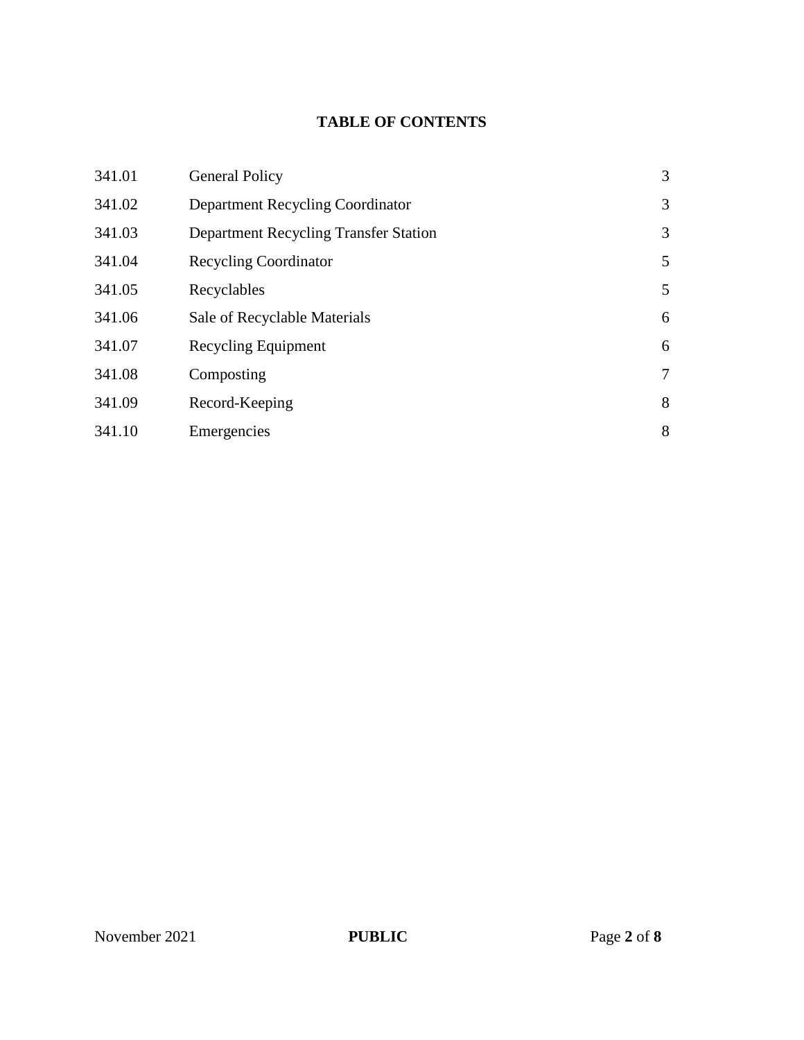## TABLE OF CONTENTS

| | | |
|---|---|---|
| 341.01 | General Policy | 3 |
| 341.02 | Department Recycling Coordinator | 3 |
| 341.03 | Department Recycling Transfer Station | 3 |
| 341.04 | Recycling Coordinator | 5 |
| 341.05 | Recyclables | 5 |
| 341.06 | Sale of Recyclable Materials | 6 |
| 341.07 | Recycling Equipment | 6 |
| 341.08 | Composting | 7 |
| 341.09 | Record-Keeping | 8 |
| 341.10 | Emergencies | 8 |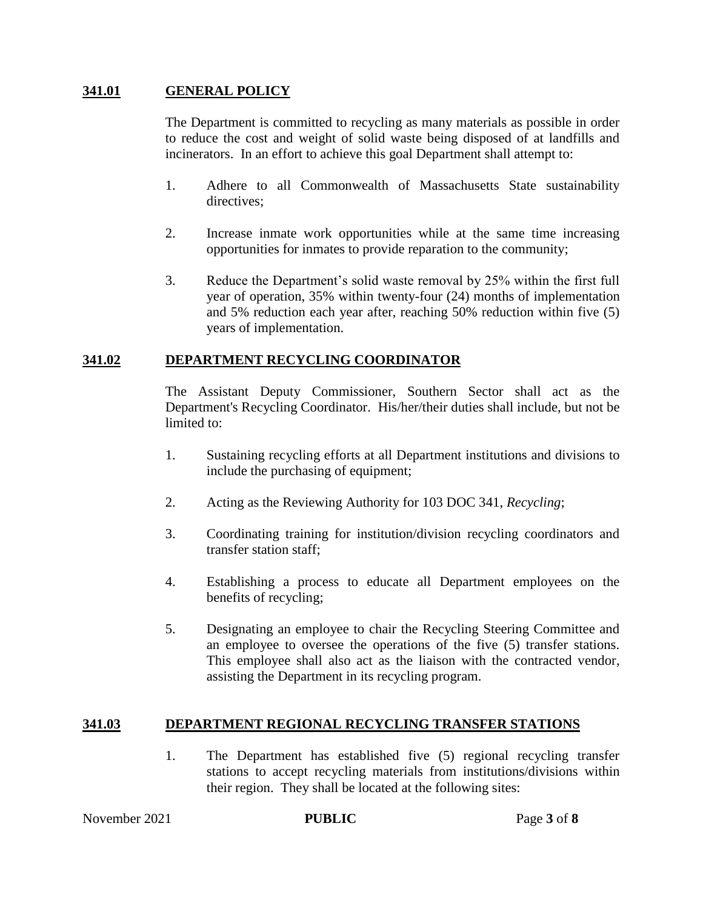## 341.01 GENERAL POLICY

The Department is committed to recycling as many materials as possible in order to reduce the cost and weight of solid waste being disposed of at landfills and incinerators. In an effort to achieve this goal Department shall attempt to:

1. Adhere to all Commonwealth of Massachusetts State sustainability directives;

2. Increase inmate work opportunities while at the same time increasing opportunities for inmates to provide reparation to the community;

3. Reduce the Department's solid waste removal by 25% within the first full year of operation, 35% within twenty-four (24) months of implementation and 5% reduction each year after, reaching 50% reduction within five (5) years of implementation.

## 341.02 DEPARTMENT RECYCLING COORDINATOR

The Assistant Deputy Commissioner, Southern Sector shall act as the Department's Recycling Coordinator. His/her/their duties shall include, but not be limited to:

1. Sustaining recycling efforts at all Department institutions and divisions to include the purchasing of equipment;

2. Acting as the Reviewing Authority for 103 DOC 341, *Recycling*;

3. Coordinating training for institution/division recycling coordinators and transfer station staff;

4. Establishing a process to educate all Department employees on the benefits of recycling;

5. Designating an employee to chair the Recycling Steering Committee and an employee to oversee the operations of the five (5) transfer stations. This employee shall also act as the liaison with the contracted vendor, assisting the Department in its recycling program.

## 341.03 DEPARTMENT REGIONAL RECYCLING TRANSFER STATIONS

1. The Department has established five (5) regional recycling transfer stations to accept recycling materials from institutions/divisions within their region. They shall be located at the following sites: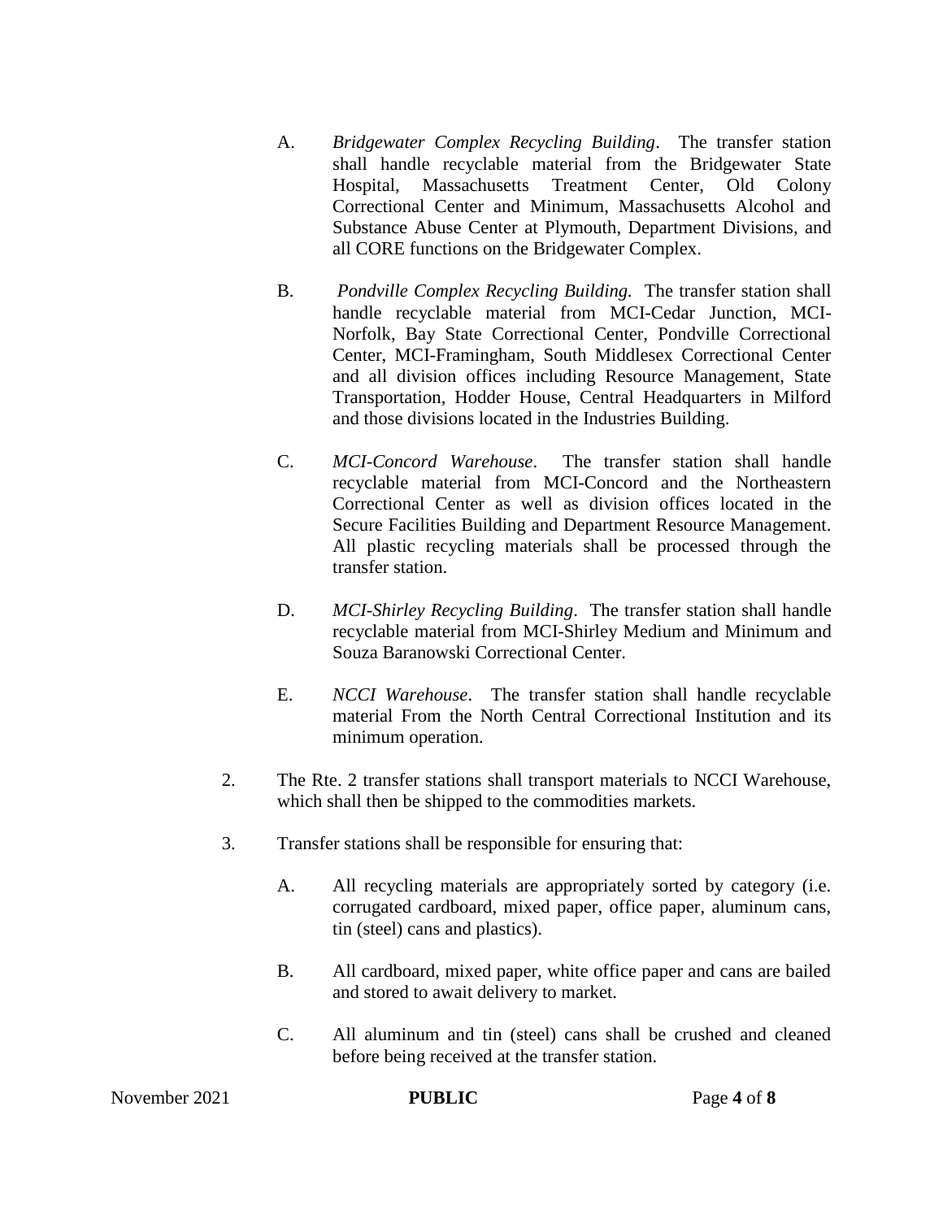A. *Bridgewater Complex Recycling Building*. The transfer station shall handle recyclable material from the Bridgewater State Hospital, Massachusetts Treatment Center, Old Colony Correctional Center and Minimum, Massachusetts Alcohol and Substance Abuse Center at Plymouth, Department Divisions, and all CORE functions on the Bridgewater Complex.

B. *Pondville Complex Recycling Building.* The transfer station shall handle recyclable material from MCI-Cedar Junction, MCI-Norfolk, Bay State Correctional Center, Pondville Correctional Center, MCI-Framingham, South Middlesex Correctional Center and all division offices including Resource Management, State Transportation, Hodder House, Central Headquarters in Milford and those divisions located in the Industries Building.

C. *MCI-Concord Warehouse*. The transfer station shall handle recyclable material from MCI-Concord and the Northeastern Correctional Center as well as division offices located in the Secure Facilities Building and Department Resource Management. All plastic recycling materials shall be processed through the transfer station.

D. *MCI-Shirley Recycling Building*. The transfer station shall handle recyclable material from MCI-Shirley Medium and Minimum and Souza Baranowski Correctional Center.

E. *NCCI Warehouse*. The transfer station shall handle recyclable material From the North Central Correctional Institution and its minimum operation.

2. The Rte. 2 transfer stations shall transport materials to NCCI Warehouse, which shall then be shipped to the commodities markets.

3. Transfer stations shall be responsible for ensuring that:

   A. All recycling materials are appropriately sorted by category (i.e. corrugated cardboard, mixed paper, office paper, aluminum cans, tin (steel) cans and plastics).

   B. All cardboard, mixed paper, white office paper and cans are bailed and stored to await delivery to market.

   C. All aluminum and tin (steel) cans shall be crushed and cleaned before being received at the transfer station.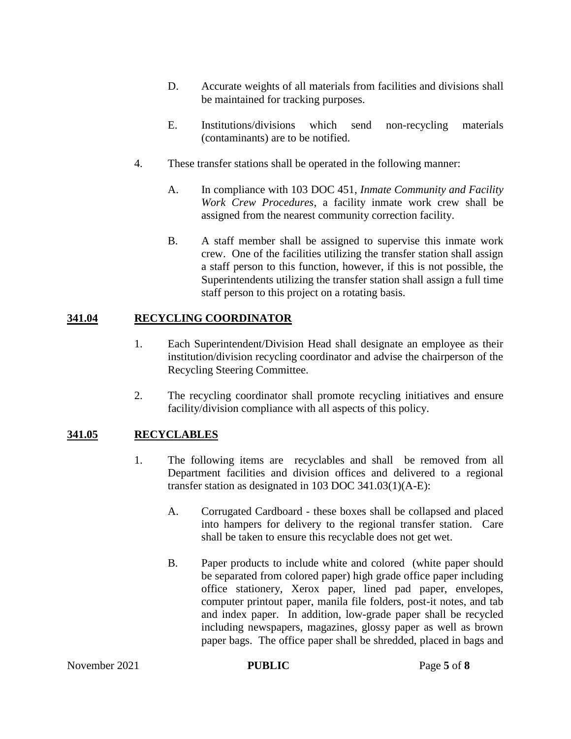D. Accurate weights of all materials from facilities and divisions shall be maintained for tracking purposes.

E. Institutions/divisions which send non-recycling materials (contaminants) are to be notified.

4. These transfer stations shall be operated in the following manner:

   A. In compliance with 103 DOC 451, *Inmate Community and Facility Work Crew Procedures*, a facility inmate work crew shall be assigned from the nearest community correction facility.

   B. A staff member shall be assigned to supervise this inmate work crew. One of the facilities utilizing the transfer station shall assign a staff person to this function, however, if this is not possible, the Superintendents utilizing the transfer station shall assign a full time staff person to this project on a rotating basis.

## **341.04 RECYCLING COORDINATOR**

1. Each Superintendent/Division Head shall designate an employee as their institution/division recycling coordinator and advise the chairperson of the Recycling Steering Committee.

2. The recycling coordinator shall promote recycling initiatives and ensure facility/division compliance with all aspects of this policy.

## **341.05 RECYCLABLES**

1. The following items are recyclables and shall be removed from all Department facilities and division offices and delivered to a regional transfer station as designated in 103 DOC 341.03(1)(A-E):

   A. Corrugated Cardboard - these boxes shall be collapsed and placed into hampers for delivery to the regional transfer station. Care shall be taken to ensure this recyclable does not get wet.

   B. Paper products to include white and colored (white paper should be separated from colored paper) high grade office paper including office stationery, Xerox paper, lined pad paper, envelopes, computer printout paper, manila file folders, post-it notes, and tab and index paper. In addition, low-grade paper shall be recycled including newspapers, magazines, glossy paper as well as brown paper bags. The office paper shall be shredded, placed in bags and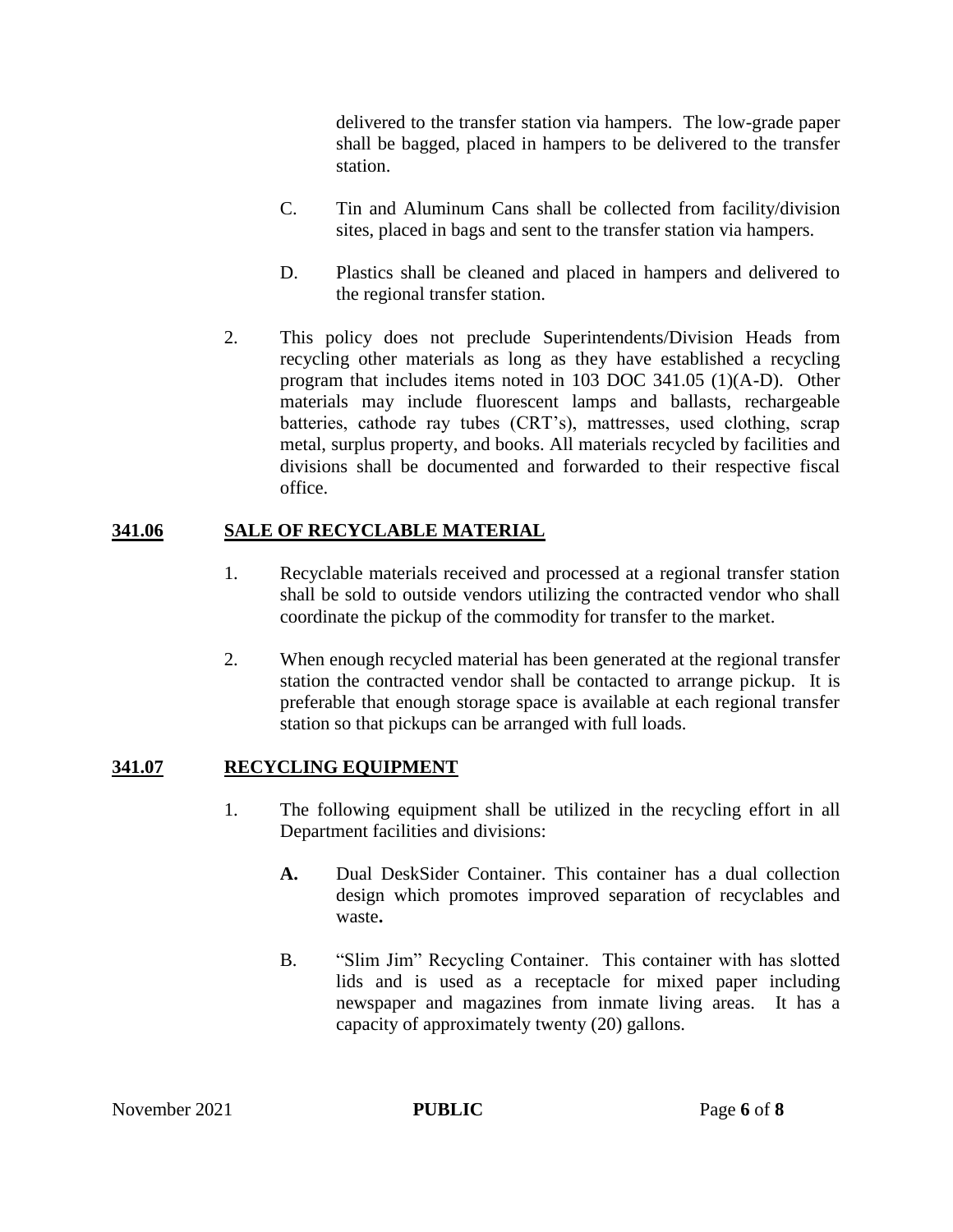delivered to the transfer station via hampers. The low-grade paper shall be bagged, placed in hampers to be delivered to the transfer station.

C. Tin and Aluminum Cans shall be collected from facility/division sites, placed in bags and sent to the transfer station via hampers.

D. Plastics shall be cleaned and placed in hampers and delivered to the regional transfer station.

2. This policy does not preclude Superintendents/Division Heads from recycling other materials as long as they have established a recycling program that includes items noted in 103 DOC 341.05 (1)(A-D). Other materials may include fluorescent lamps and ballasts, rechargeable batteries, cathode ray tubes (CRT's), mattresses, used clothing, scrap metal, surplus property, and books. All materials recycled by facilities and divisions shall be documented and forwarded to their respective fiscal office.

## 341.06 SALE OF RECYCLABLE MATERIAL

1. Recyclable materials received and processed at a regional transfer station shall be sold to outside vendors utilizing the contracted vendor who shall coordinate the pickup of the commodity for transfer to the market.

2. When enough recycled material has been generated at the regional transfer station the contracted vendor shall be contacted to arrange pickup. It is preferable that enough storage space is available at each regional transfer station so that pickups can be arranged with full loads.

## 341.07 RECYCLING EQUIPMENT

1. The following equipment shall be utilized in the recycling effort in all Department facilities and divisions:

   **A.** Dual DeskSider Container. This container has a dual collection design which promotes improved separation of recyclables and waste**.**

   B. "Slim Jim" Recycling Container. This container with has slotted lids and is used as a receptacle for mixed paper including newspaper and magazines from inmate living areas. It has a capacity of approximately twenty (20) gallons.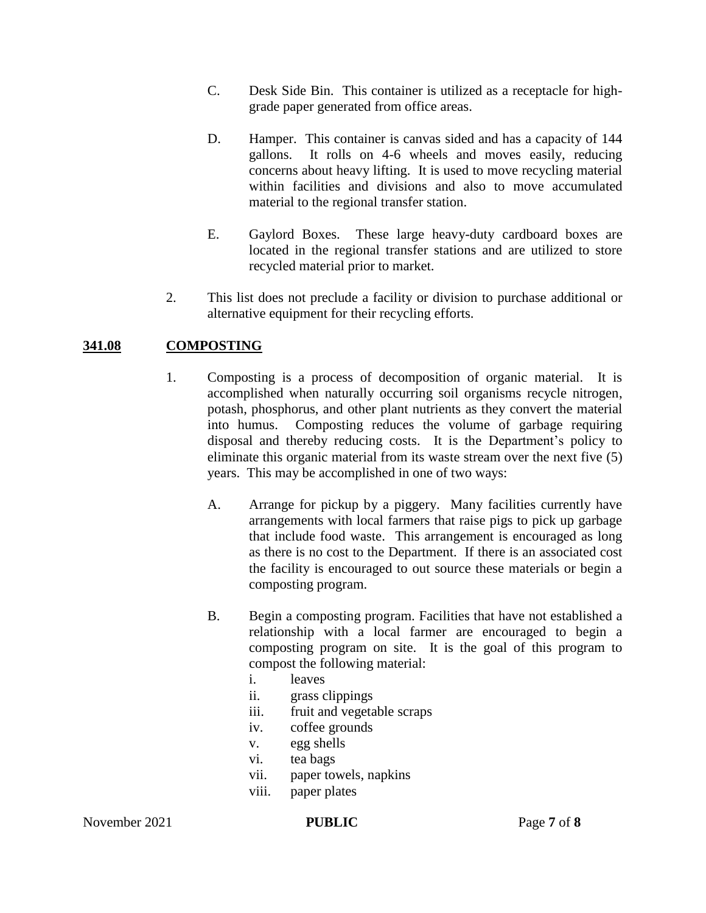C. Desk Side Bin. This container is utilized as a receptacle for high-grade paper generated from office areas.

D. Hamper. This container is canvas sided and has a capacity of 144 gallons. It rolls on 4-6 wheels and moves easily, reducing concerns about heavy lifting. It is used to move recycling material within facilities and divisions and also to move accumulated material to the regional transfer station.

E. Gaylord Boxes. These large heavy-duty cardboard boxes are located in the regional transfer stations and are utilized to store recycled material prior to market.

2. This list does not preclude a facility or division to purchase additional or alternative equipment for their recycling efforts.

## 341.08 COMPOSTING

1. Composting is a process of decomposition of organic material. It is accomplished when naturally occurring soil organisms recycle nitrogen, potash, phosphorus, and other plant nutrients as they convert the material into humus. Composting reduces the volume of garbage requiring disposal and thereby reducing costs. It is the Department's policy to eliminate this organic material from its waste stream over the next five (5) years. This may be accomplished in one of two ways:

   A. Arrange for pickup by a piggery. Many facilities currently have arrangements with local farmers that raise pigs to pick up garbage that include food waste. This arrangement is encouraged as long as there is no cost to the Department. If there is an associated cost the facility is encouraged to out source these materials or begin a composting program.

   B. Begin a composting program. Facilities that have not established a relationship with a local farmer are encouraged to begin a composting program on site. It is the goal of this program to compost the following material:
      - i. leaves
      - ii. grass clippings
      - iii. fruit and vegetable scraps
      - iv. coffee grounds
      - v. egg shells
      - vi. tea bags
      - vii. paper towels, napkins
      - viii. paper plates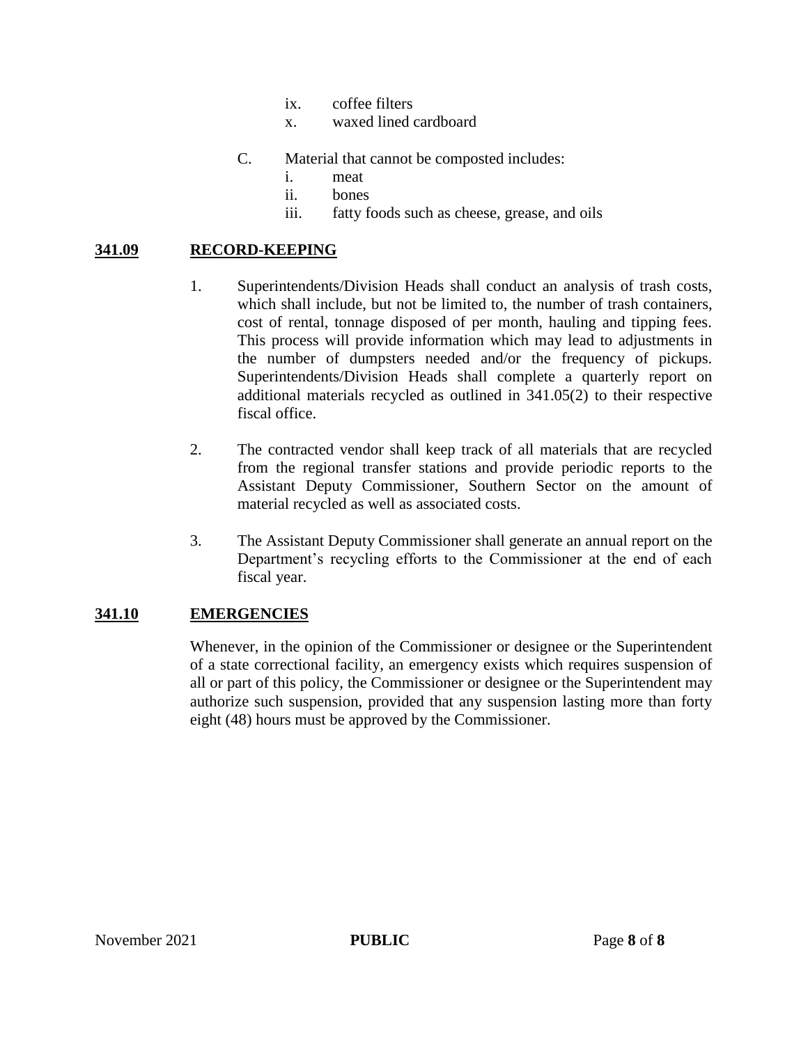ix. coffee filters
   x. waxed lined cardboard

C. Material that cannot be composted includes:
   i. meat
   ii. bones
   iii. fatty foods such as cheese, grease, and oils

## 341.09 RECORD-KEEPING

1. Superintendents/Division Heads shall conduct an analysis of trash costs, which shall include, but not be limited to, the number of trash containers, cost of rental, tonnage disposed of per month, hauling and tipping fees. This process will provide information which may lead to adjustments in the number of dumpsters needed and/or the frequency of pickups. Superintendents/Division Heads shall complete a quarterly report on additional materials recycled as outlined in 341.05(2) to their respective fiscal office.

2. The contracted vendor shall keep track of all materials that are recycled from the regional transfer stations and provide periodic reports to the Assistant Deputy Commissioner, Southern Sector on the amount of material recycled as well as associated costs.

3. The Assistant Deputy Commissioner shall generate an annual report on the Department's recycling efforts to the Commissioner at the end of each fiscal year.

## 341.10 EMERGENCIES

Whenever, in the opinion of the Commissioner or designee or the Superintendent of a state correctional facility, an emergency exists which requires suspension of all or part of this policy, the Commissioner or designee or the Superintendent may authorize such suspension, provided that any suspension lasting more than forty eight (48) hours must be approved by the Commissioner.